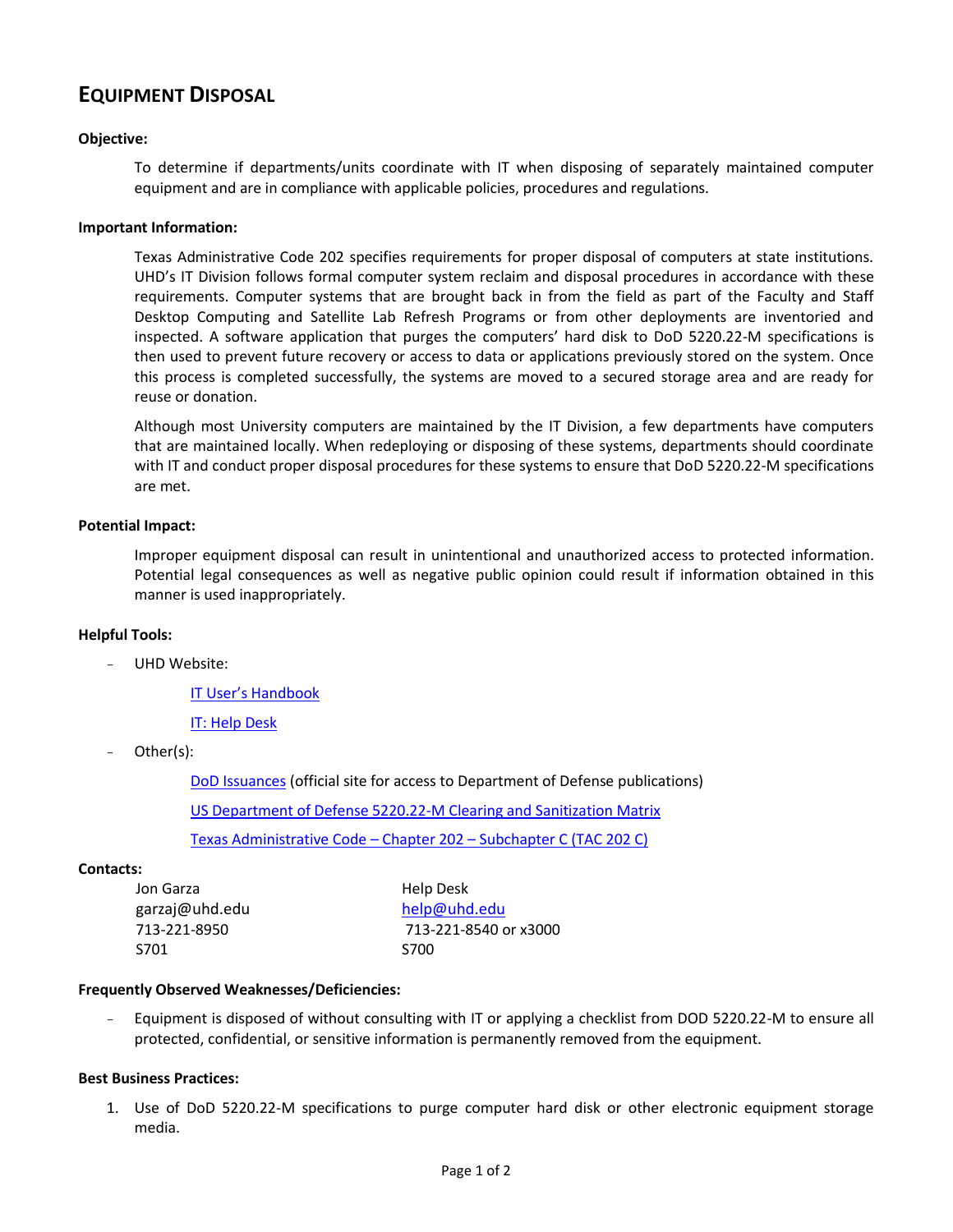# EQUIPMENT DISPOSAL

**Objective:**

To determine if departments/units coordinate with IT when disposing of separately maintained computer equipment and are in compliance with applicable policies, procedures and regulations.

**Important Information:**

Texas Administrative Code 202 specifies requirements for proper disposal of computers at state institutions. UHD's IT Division follows formal computer system reclaim and disposal procedures in accordance with these requirements. Computer systems that are brought back in from the field as part of the Faculty and Staff Desktop Computing and Satellite Lab Refresh Programs or from other deployments are inventoried and inspected. A software application that purges the computers' hard disk to DoD 5220.22-M specifications is then used to prevent future recovery or access to data or applications previously stored on the system. Once this process is completed successfully, the systems are moved to a secured storage area and are ready for reuse or donation.

Although most University computers are maintained by the IT Division, a few departments have computers that are maintained locally. When redeploying or disposing of these systems, departments should coordinate with IT and conduct proper disposal procedures for these systems to ensure that DoD 5220.22-M specifications are met.

**Potential Impact:**

Improper equipment disposal can result in unintentional and unauthorized access to protected information. Potential legal consequences as well as negative public opinion could result if information obtained in this manner is used inappropriately.

**Helpful Tools:**

- UHD Website:
  - IT User's Handbook
  - IT: Help Desk
- Other(s):
  - DoD Issuances (official site for access to Department of Defense publications)
  - US Department of Defense 5220.22-M Clearing and Sanitization Matrix
  - Texas Administrative Code – Chapter 202 – Subchapter C (TAC 202 C)

**Contacts:**

| | |
|---|---|
| Jon Garza | Help Desk |
| garzaj@uhd.edu | help@uhd.edu |
| 713-221-8950 | 713-221-8540 or x3000 |
| S701 | S700 |

**Frequently Observed Weaknesses/Deficiencies:**

- Equipment is disposed of without consulting with IT or applying a checklist from DOD 5220.22-M to ensure all protected, confidential, or sensitive information is permanently removed from the equipment.

**Best Business Practices:**

1. Use of DoD 5220.22-M specifications to purge computer hard disk or other electronic equipment storage media.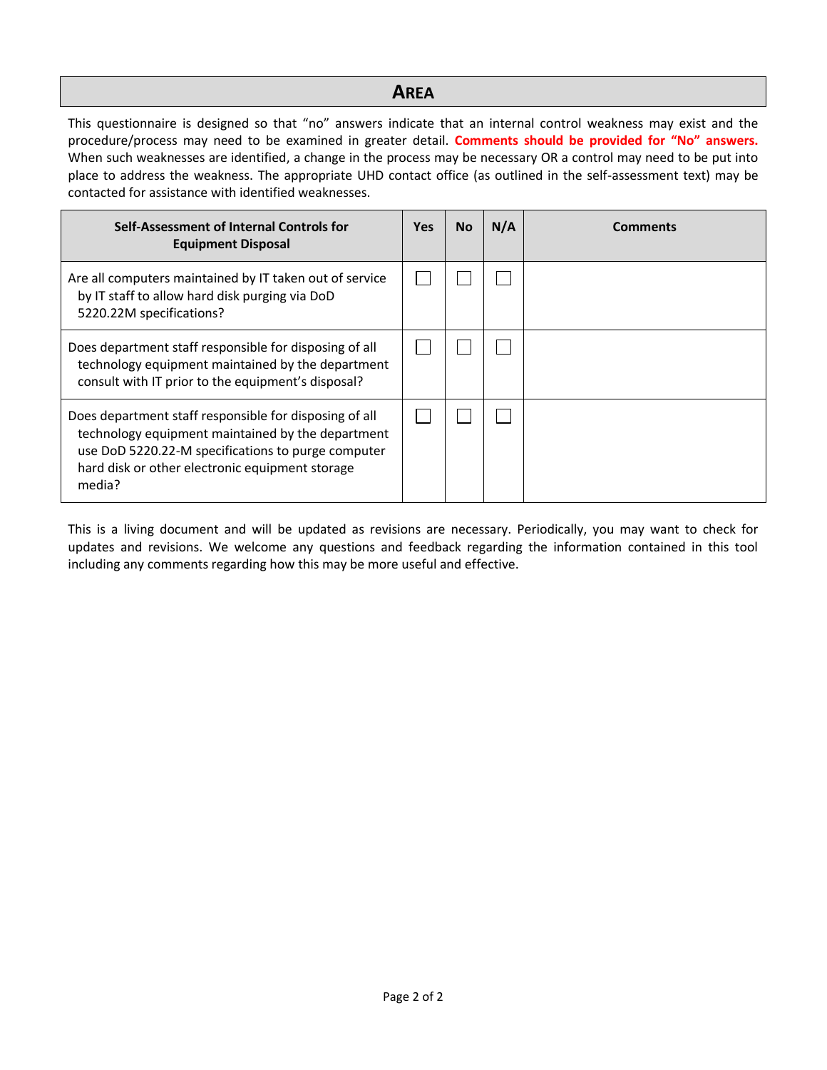## AREA

This questionnaire is designed so that "no" answers indicate that an internal control weakness may exist and the procedure/process may need to be examined in greater detail. **Comments should be provided for "No" answers.** When such weaknesses are identified, a change in the process may be necessary OR a control may need to be put into place to address the weakness. The appropriate UHD contact office (as outlined in the self-assessment text) may be contacted for assistance with identified weaknesses.

| Self-Assessment of Internal Controls for Equipment Disposal | Yes | No | N/A | Comments |
|---|---|---|---|---|
| Are all computers maintained by IT taken out of service by IT staff to allow hard disk purging via DoD 5220.22M specifications? | ☐ | ☐ | ☐ | |
| Does department staff responsible for disposing of all technology equipment maintained by the department consult with IT prior to the equipment's disposal? | ☐ | ☐ | ☐ | |
| Does department staff responsible for disposing of all technology equipment maintained by the department use DoD 5220.22-M specifications to purge computer hard disk or other electronic equipment storage media? | ☐ | ☐ | ☐ | |

This is a living document and will be updated as revisions are necessary. Periodically, you may want to check for updates and revisions. We welcome any questions and feedback regarding the information contained in this tool including any comments regarding how this may be more useful and effective.